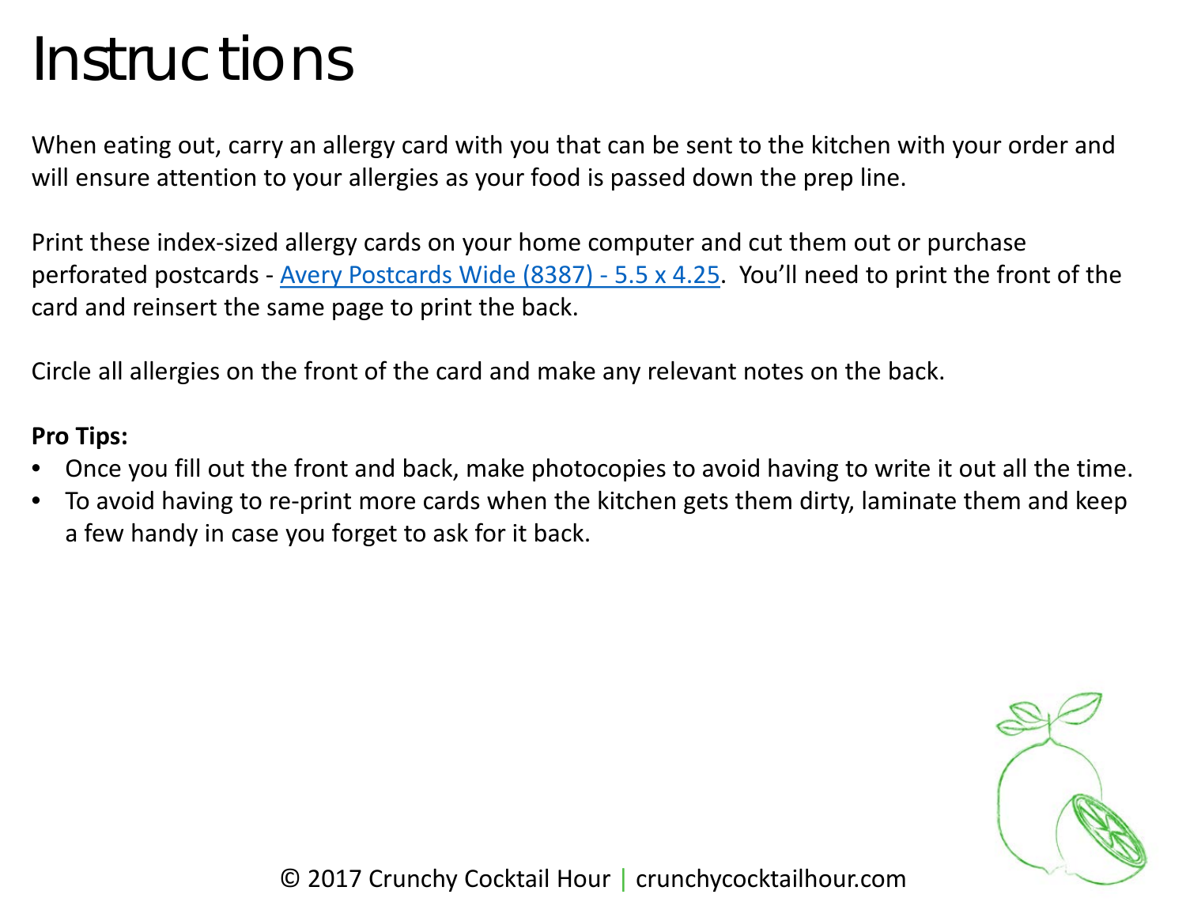# Instructions

When eating out, carry an allergy card with you that can be sent to the kitchen with your order and will ensure attention to your allergies as your food is passed down the prep line.

Print these index-sized allergy cards on your home computer and cut them out or purchase perforated postcards - [Avery Postcards Wide (8387) - 5.5 x 4.25](). You'll need to print the front of the card and reinsert the same page to print the back.

Circle all allergies on the front of the card and make any relevant notes on the back.

**Pro Tips:**

- Once you fill out the front and back, make photocopies to avoid having to write it out all the time.
- To avoid having to re-print more cards when the kitchen gets them dirty, laminate them and keep a few handy in case you forget to ask for it back.

© 2017 Crunchy Cocktail Hour | crunchycocktailhour.com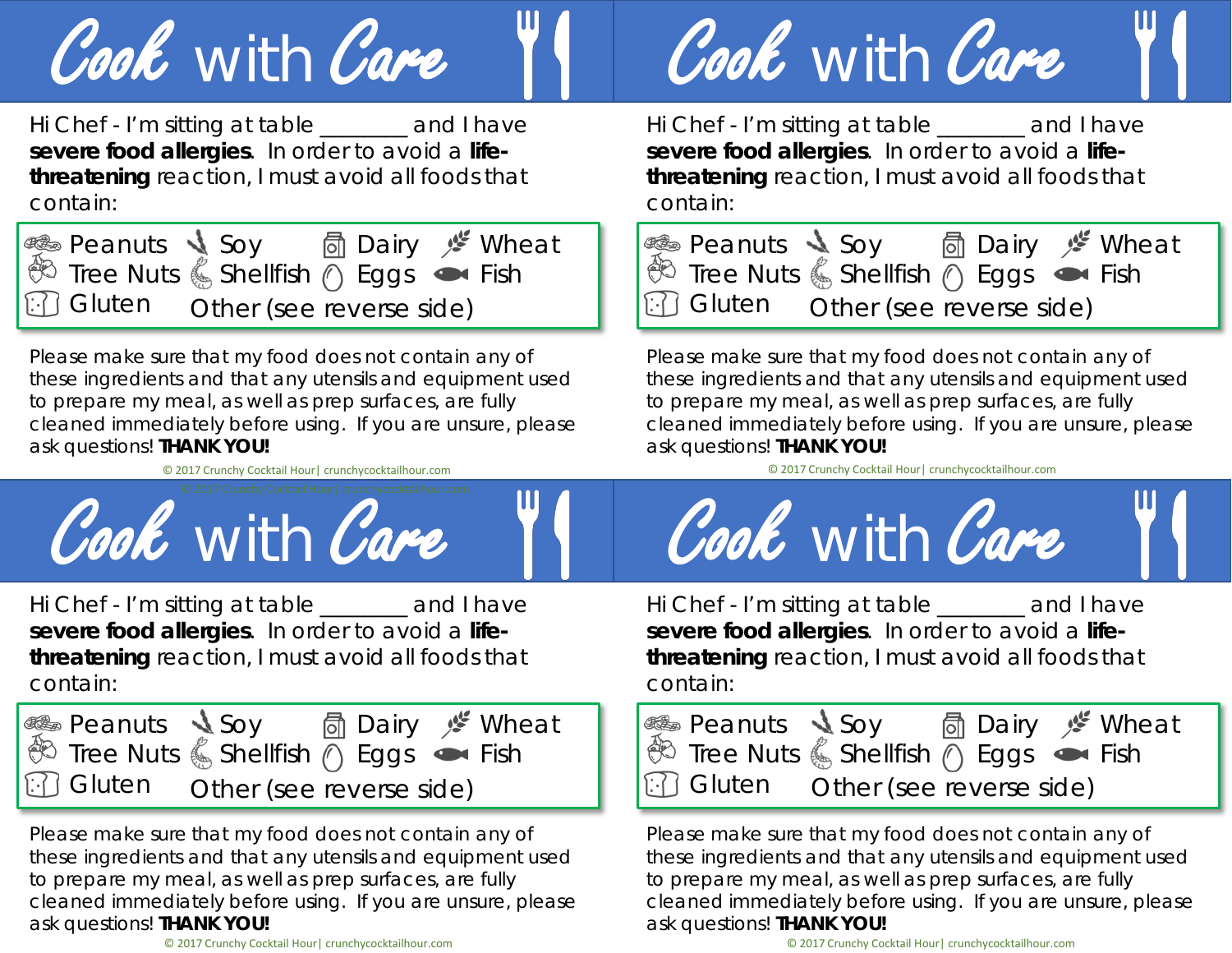# Cook with Care

Hi Chef - I'm sitting at table _______ and I have **severe food allergies**. In order to avoid a **life-threatening** reaction, I must avoid all foods that contain:

| | | | |
|---|---|---|---|
| Peanuts | Soy | Dairy | Wheat |
| Tree Nuts | Shellfish | Eggs | Fish |
| Gluten | Other (see reverse side) | | |

Please make sure that my food does not contain any of these ingredients and that any utensils and equipment used to prepare my meal, as well as prep surfaces, are fully cleaned immediately before using. If you are unsure, please ask questions! **THANK YOU!**

© 2017 Crunchy Cocktail Hour | crunchycocktailhour.com

# Cook with Care

Hi Chef - I'm sitting at table _______ and I have **severe food allergies**. In order to avoid a **life-threatening** reaction, I must avoid all foods that contain:

| | | | |
|---|---|---|---|
| Peanuts | Soy | Dairy | Wheat |
| Tree Nuts | Shellfish | Eggs | Fish |
| Gluten | Other (see reverse side) | | |

Please make sure that my food does not contain any of these ingredients and that any utensils and equipment used to prepare my meal, as well as prep surfaces, are fully cleaned immediately before using. If you are unsure, please ask questions! **THANK YOU!**

© 2017 Crunchy Cocktail Hour | crunchycocktailhour.com

# Cook with Care

Hi Chef - I'm sitting at table _______ and I have **severe food allergies**. In order to avoid a **life-threatening** reaction, I must avoid all foods that contain:

| | | | |
|---|---|---|---|
| Peanuts | Soy | Dairy | Wheat |
| Tree Nuts | Shellfish | Eggs | Fish |
| Gluten | Other (see reverse side) | | |

Please make sure that my food does not contain any of these ingredients and that any utensils and equipment used to prepare my meal, as well as prep surfaces, are fully cleaned immediately before using. If you are unsure, please ask questions! **THANK YOU!**

© 2017 Crunchy Cocktail Hour | crunchycocktailhour.com

# Cook with Care

Hi Chef - I'm sitting at table _______ and I have **severe food allergies**. In order to avoid a **life-threatening** reaction, I must avoid all foods that contain:

| | | | |
|---|---|---|---|
| Peanuts | Soy | Dairy | Wheat |
| Tree Nuts | Shellfish | Eggs | Fish |
| Gluten | Other (see reverse side) | | |

Please make sure that my food does not contain any of these ingredients and that any utensils and equipment used to prepare my meal, as well as prep surfaces, are fully cleaned immediately before using. If you are unsure, please ask questions! **THANK YOU!**

© 2017 Crunchy Cocktail Hour | crunchycocktailhour.com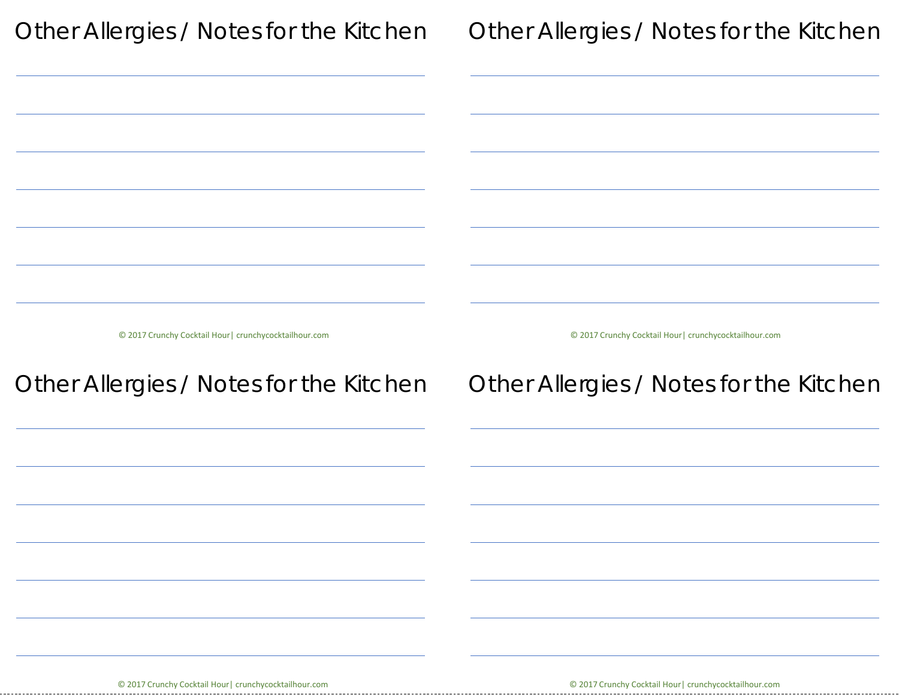## Other Allergies / Notes for the Kitchen

© 2017 Crunchy Cocktail Hour| crunchycocktailhour.com

## Other Allergies / Notes for the Kitchen

© 2017 Crunchy Cocktail Hour| crunchycocktailhour.com

## Other Allergies / Notes for the Kitchen

© 2017 Crunchy Cocktail Hour| crunchycocktailhour.com

## Other Allergies / Notes for the Kitchen

© 2017 Crunchy Cocktail Hour| crunchycocktailhour.com